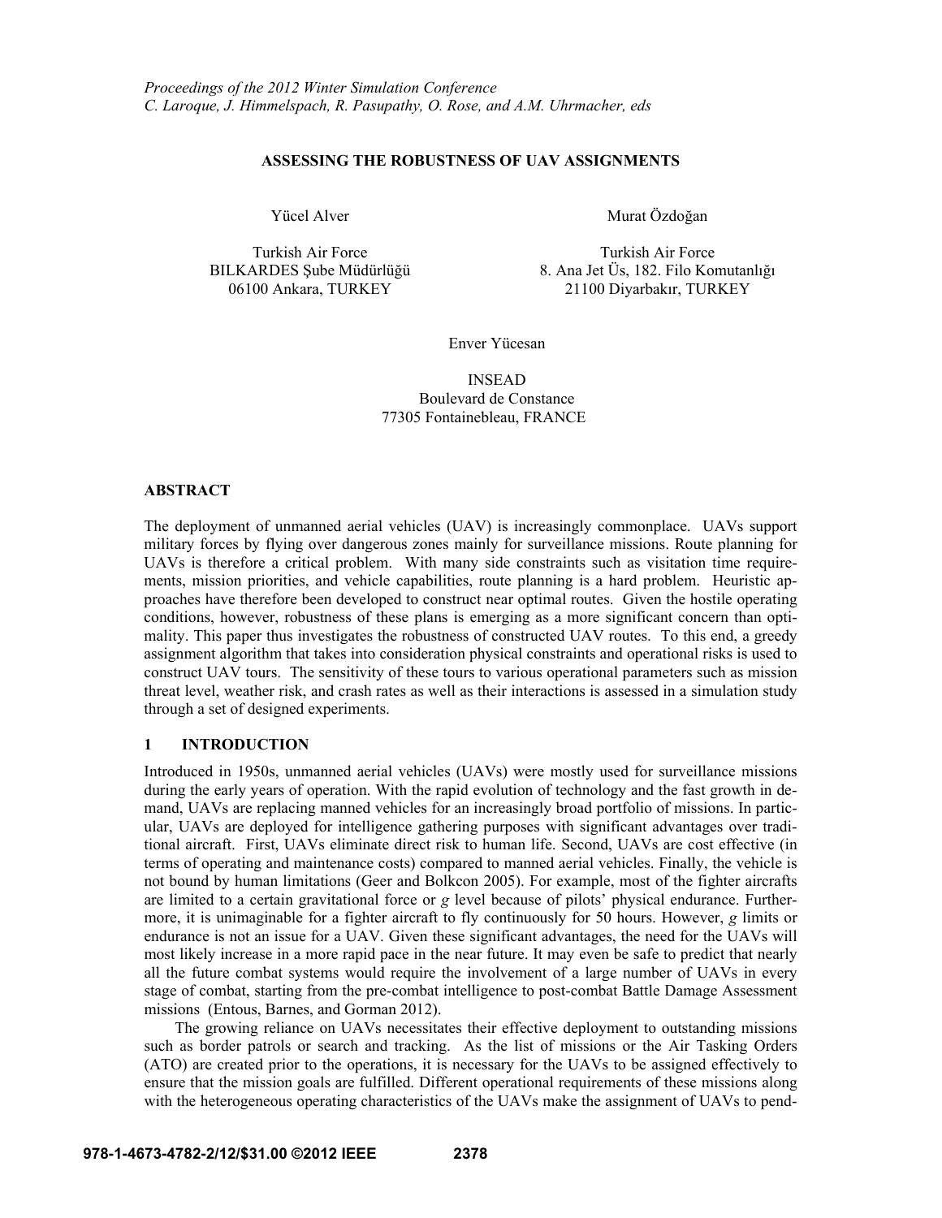*Proceedings of the 2012 Winter Simulation Conference*
*C. Laroque, J. Himmelspach, R. Pasupathy, O. Rose, and A.M. Uhrmacher, eds*

# ASSESSING THE ROBUSTNESS OF UAV ASSIGNMENTS

Yücel Alver

Turkish Air Force
BILKARDES Şube Müdürlüğü
06100 Ankara, TURKEY

Murat Özdoğan

Turkish Air Force
8. Ana Jet Üs, 182. Filo Komutanlığı
21100 Diyarbakır, TURKEY

Enver Yücesan

INSEAD
Boulevard de Constance
77305 Fontainebleau, FRANCE

## ABSTRACT

The deployment of unmanned aerial vehicles (UAV) is increasingly commonplace. UAVs support military forces by flying over dangerous zones mainly for surveillance missions. Route planning for UAVs is therefore a critical problem. With many side constraints such as visitation time requirements, mission priorities, and vehicle capabilities, route planning is a hard problem. Heuristic approaches have therefore been developed to construct near optimal routes. Given the hostile operating conditions, however, robustness of these plans is emerging as a more significant concern than optimality. This paper thus investigates the robustness of constructed UAV routes. To this end, a greedy assignment algorithm that takes into consideration physical constraints and operational risks is used to construct UAV tours. The sensitivity of these tours to various operational parameters such as mission threat level, weather risk, and crash rates as well as their interactions is assessed in a simulation study through a set of designed experiments.

## 1 INTRODUCTION

Introduced in 1950s, unmanned aerial vehicles (UAVs) were mostly used for surveillance missions during the early years of operation. With the rapid evolution of technology and the fast growth in demand, UAVs are replacing manned vehicles for an increasingly broad portfolio of missions. In particular, UAVs are deployed for intelligence gathering purposes with significant advantages over traditional aircraft. First, UAVs eliminate direct risk to human life. Second, UAVs are cost effective (in terms of operating and maintenance costs) compared to manned aerial vehicles. Finally, the vehicle is not bound by human limitations (Geer and Bolkcon 2005). For example, most of the fighter aircrafts are limited to a certain gravitational force or *g* level because of pilots' physical endurance. Furthermore, it is unimaginable for a fighter aircraft to fly continuously for 50 hours. However, *g* limits or endurance is not an issue for a UAV. Given these significant advantages, the need for the UAVs will most likely increase in a more rapid pace in the near future. It may even be safe to predict that nearly all the future combat systems would require the involvement of a large number of UAVs in every stage of combat, starting from the pre-combat intelligence to post-combat Battle Damage Assessment missions (Entous, Barnes, and Gorman 2012).

The growing reliance on UAVs necessitates their effective deployment to outstanding missions such as border patrols or search and tracking. As the list of missions or the Air Tasking Orders (ATO) are created prior to the operations, it is necessary for the UAVs to be assigned effectively to ensure that the mission goals are fulfilled. Different operational requirements of these missions along with the heterogeneous operating characteristics of the UAVs make the assignment of UAVs to pend-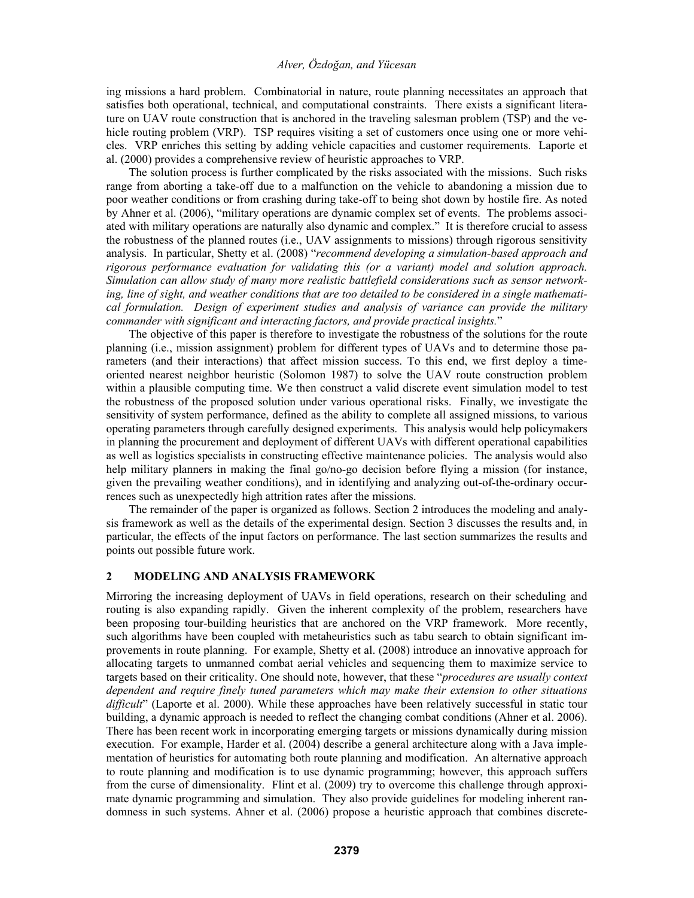ing missions a hard problem. Combinatorial in nature, route planning necessitates an approach that satisfies both operational, technical, and computational constraints. There exists a significant literature on UAV route construction that is anchored in the traveling salesman problem (TSP) and the vehicle routing problem (VRP). TSP requires visiting a set of customers once using one or more vehicles. VRP enriches this setting by adding vehicle capacities and customer requirements. Laporte et al. (2000) provides a comprehensive review of heuristic approaches to VRP.

The solution process is further complicated by the risks associated with the missions. Such risks range from aborting a take-off due to a malfunction on the vehicle to abandoning a mission due to poor weather conditions or from crashing during take-off to being shot down by hostile fire. As noted by Ahner et al. (2006), "military operations are dynamic complex set of events. The problems associated with military operations are naturally also dynamic and complex." It is therefore crucial to assess the robustness of the planned routes (i.e., UAV assignments to missions) through rigorous sensitivity analysis. In particular, Shetty et al. (2008) "*recommend developing a simulation-based approach and rigorous performance evaluation for validating this (or a variant) model and solution approach. Simulation can allow study of many more realistic battlefield considerations such as sensor networking, line of sight, and weather conditions that are too detailed to be considered in a single mathematical formulation. Design of experiment studies and analysis of variance can provide the military commander with significant and interacting factors, and provide practical insights.*"

The objective of this paper is therefore to investigate the robustness of the solutions for the route planning (i.e., mission assignment) problem for different types of UAVs and to determine those parameters (and their interactions) that affect mission success. To this end, we first deploy a time-oriented nearest neighbor heuristic (Solomon 1987) to solve the UAV route construction problem within a plausible computing time. We then construct a valid discrete event simulation model to test the robustness of the proposed solution under various operational risks. Finally, we investigate the sensitivity of system performance, defined as the ability to complete all assigned missions, to various operating parameters through carefully designed experiments. This analysis would help policymakers in planning the procurement and deployment of different UAVs with different operational capabilities as well as logistics specialists in constructing effective maintenance policies. The analysis would also help military planners in making the final go/no-go decision before flying a mission (for instance, given the prevailing weather conditions), and in identifying and analyzing out-of-the-ordinary occurrences such as unexpectedly high attrition rates after the missions.

The remainder of the paper is organized as follows. Section 2 introduces the modeling and analysis framework as well as the details of the experimental design. Section 3 discusses the results and, in particular, the effects of the input factors on performance. The last section summarizes the results and points out possible future work.

## 2 MODELING AND ANALYSIS FRAMEWORK

Mirroring the increasing deployment of UAVs in field operations, research on their scheduling and routing is also expanding rapidly. Given the inherent complexity of the problem, researchers have been proposing tour-building heuristics that are anchored on the VRP framework. More recently, such algorithms have been coupled with metaheuristics such as tabu search to obtain significant improvements in route planning. For example, Shetty et al. (2008) introduce an innovative approach for allocating targets to unmanned combat aerial vehicles and sequencing them to maximize service to targets based on their criticality. One should note, however, that these "*procedures are usually context dependent and require finely tuned parameters which may make their extension to other situations difficult*" (Laporte et al. 2000). While these approaches have been relatively successful in static tour building, a dynamic approach is needed to reflect the changing combat conditions (Ahner et al. 2006). There has been recent work in incorporating emerging targets or missions dynamically during mission execution. For example, Harder et al. (2004) describe a general architecture along with a Java implementation of heuristics for automating both route planning and modification. An alternative approach to route planning and modification is to use dynamic programming; however, this approach suffers from the curse of dimensionality. Flint et al. (2009) try to overcome this challenge through approximate dynamic programming and simulation. They also provide guidelines for modeling inherent randomness in such systems. Ahner et al. (2006) propose a heuristic approach that combines discrete-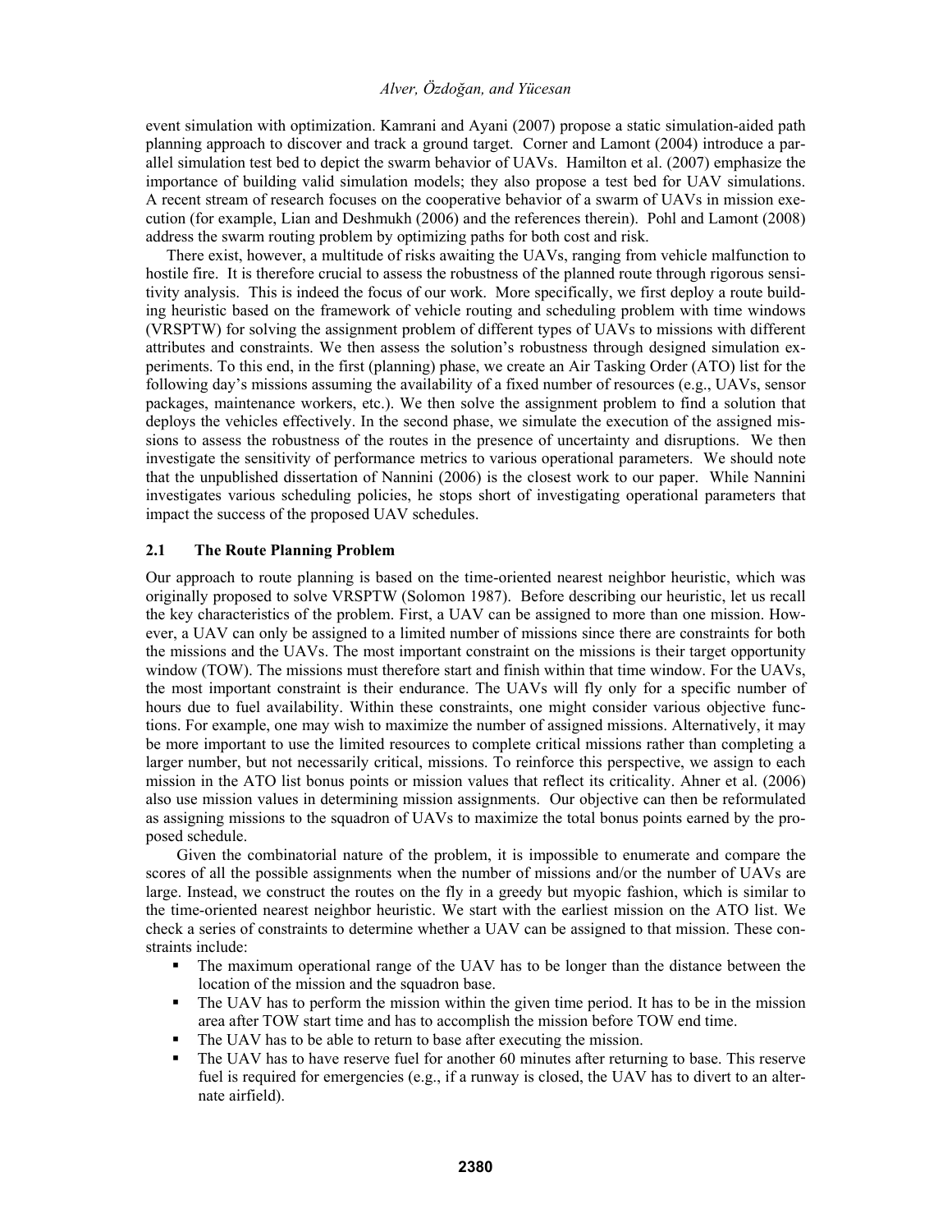event simulation with optimization. Kamrani and Ayani (2007) propose a static simulation-aided path planning approach to discover and track a ground target. Corner and Lamont (2004) introduce a parallel simulation test bed to depict the swarm behavior of UAVs. Hamilton et al. (2007) emphasize the importance of building valid simulation models; they also propose a test bed for UAV simulations. A recent stream of research focuses on the cooperative behavior of a swarm of UAVs in mission execution (for example, Lian and Deshmukh (2006) and the references therein). Pohl and Lamont (2008) address the swarm routing problem by optimizing paths for both cost and risk.

There exist, however, a multitude of risks awaiting the UAVs, ranging from vehicle malfunction to hostile fire. It is therefore crucial to assess the robustness of the planned route through rigorous sensitivity analysis. This is indeed the focus of our work. More specifically, we first deploy a route building heuristic based on the framework of vehicle routing and scheduling problem with time windows (VRSPTW) for solving the assignment problem of different types of UAVs to missions with different attributes and constraints. We then assess the solution's robustness through designed simulation experiments. To this end, in the first (planning) phase, we create an Air Tasking Order (ATO) list for the following day's missions assuming the availability of a fixed number of resources (e.g., UAVs, sensor packages, maintenance workers, etc.). We then solve the assignment problem to find a solution that deploys the vehicles effectively. In the second phase, we simulate the execution of the assigned missions to assess the robustness of the routes in the presence of uncertainty and disruptions. We then investigate the sensitivity of performance metrics to various operational parameters. We should note that the unpublished dissertation of Nannini (2006) is the closest work to our paper. While Nannini investigates various scheduling policies, he stops short of investigating operational parameters that impact the success of the proposed UAV schedules.

### 2.1 The Route Planning Problem

Our approach to route planning is based on the time-oriented nearest neighbor heuristic, which was originally proposed to solve VRSPTW (Solomon 1987). Before describing our heuristic, let us recall the key characteristics of the problem. First, a UAV can be assigned to more than one mission. However, a UAV can only be assigned to a limited number of missions since there are constraints for both the missions and the UAVs. The most important constraint on the missions is their target opportunity window (TOW). The missions must therefore start and finish within that time window. For the UAVs, the most important constraint is their endurance. The UAVs will fly only for a specific number of hours due to fuel availability. Within these constraints, one might consider various objective functions. For example, one may wish to maximize the number of assigned missions. Alternatively, it may be more important to use the limited resources to complete critical missions rather than completing a larger number, but not necessarily critical, missions. To reinforce this perspective, we assign to each mission in the ATO list bonus points or mission values that reflect its criticality. Ahner et al. (2006) also use mission values in determining mission assignments. Our objective can then be reformulated as assigning missions to the squadron of UAVs to maximize the total bonus points earned by the proposed schedule.

Given the combinatorial nature of the problem, it is impossible to enumerate and compare the scores of all the possible assignments when the number of missions and/or the number of UAVs are large. Instead, we construct the routes on the fly in a greedy but myopic fashion, which is similar to the time-oriented nearest neighbor heuristic. We start with the earliest mission on the ATO list. We check a series of constraints to determine whether a UAV can be assigned to that mission. These constraints include:

- The maximum operational range of the UAV has to be longer than the distance between the location of the mission and the squadron base.
- The UAV has to perform the mission within the given time period. It has to be in the mission area after TOW start time and has to accomplish the mission before TOW end time.
- The UAV has to be able to return to base after executing the mission.
- The UAV has to have reserve fuel for another 60 minutes after returning to base. This reserve fuel is required for emergencies (e.g., if a runway is closed, the UAV has to divert to an alternate airfield).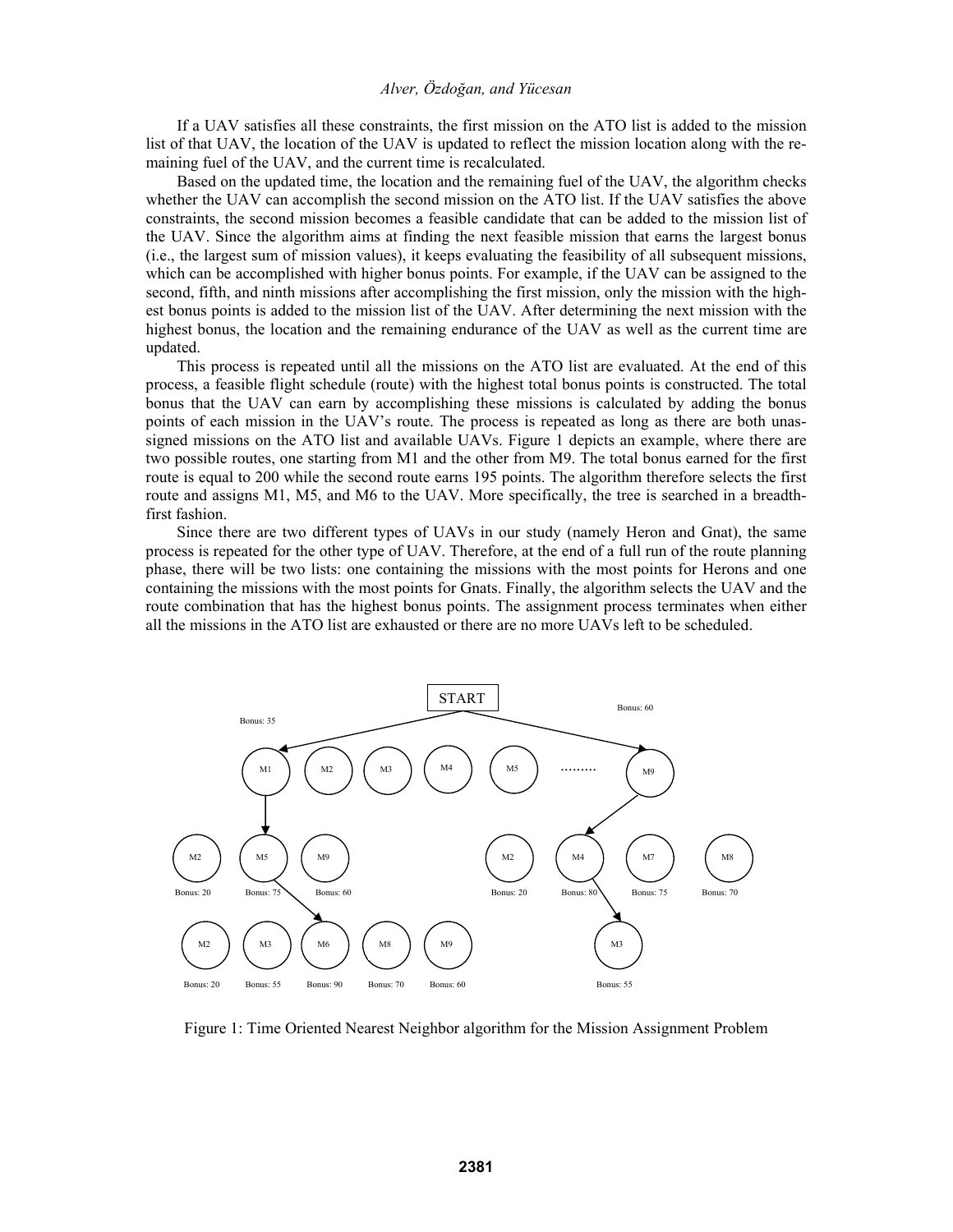If a UAV satisfies all these constraints, the first mission on the ATO list is added to the mission list of that UAV, the location of the UAV is updated to reflect the mission location along with the remaining fuel of the UAV, and the current time is recalculated.

Based on the updated time, the location and the remaining fuel of the UAV, the algorithm checks whether the UAV can accomplish the second mission on the ATO list. If the UAV satisfies the above constraints, the second mission becomes a feasible candidate that can be added to the mission list of the UAV. Since the algorithm aims at finding the next feasible mission that earns the largest bonus (i.e., the largest sum of mission values), it keeps evaluating the feasibility of all subsequent missions, which can be accomplished with higher bonus points. For example, if the UAV can be assigned to the second, fifth, and ninth missions after accomplishing the first mission, only the mission with the highest bonus points is added to the mission list of the UAV. After determining the next mission with the highest bonus, the location and the remaining endurance of the UAV as well as the current time are updated.

This process is repeated until all the missions on the ATO list are evaluated. At the end of this process, a feasible flight schedule (route) with the highest total bonus points is constructed. The total bonus that the UAV can earn by accomplishing these missions is calculated by adding the bonus points of each mission in the UAV's route. The process is repeated as long as there are both unassigned missions on the ATO list and available UAVs. Figure 1 depicts an example, where there are two possible routes, one starting from M1 and the other from M9. The total bonus earned for the first route is equal to 200 while the second route earns 195 points. The algorithm therefore selects the first route and assigns M1, M5, and M6 to the UAV. More specifically, the tree is searched in a breadth-first fashion.

Since there are two different types of UAVs in our study (namely Heron and Gnat), the same process is repeated for the other type of UAV. Therefore, at the end of a full run of the route planning phase, there will be two lists: one containing the missions with the most points for Herons and one containing the missions with the most points for Gnats. Finally, the algorithm selects the UAV and the route combination that has the highest bonus points. The assignment process terminates when either all the missions in the ATO list are exhausted or there are no more UAVs left to be scheduled.

START

Bonus: 35 — M1 M2 M3 M4 M5 ......... M9 — Bonus: 60

M2 (Bonus: 20), M5 (Bonus: 75), M9 (Bonus: 60) | M2 (Bonus: 20), M4 (Bonus: 80), M7 (Bonus: 75), M8 (Bonus: 70)

M2 (Bonus: 20), M3 (Bonus: 55), M6 (Bonus: 90), M8 (Bonus: 70), M9 (Bonus: 60) | M3 (Bonus: 55)

Figure 1: Time Oriented Nearest Neighbor algorithm for the Mission Assignment Problem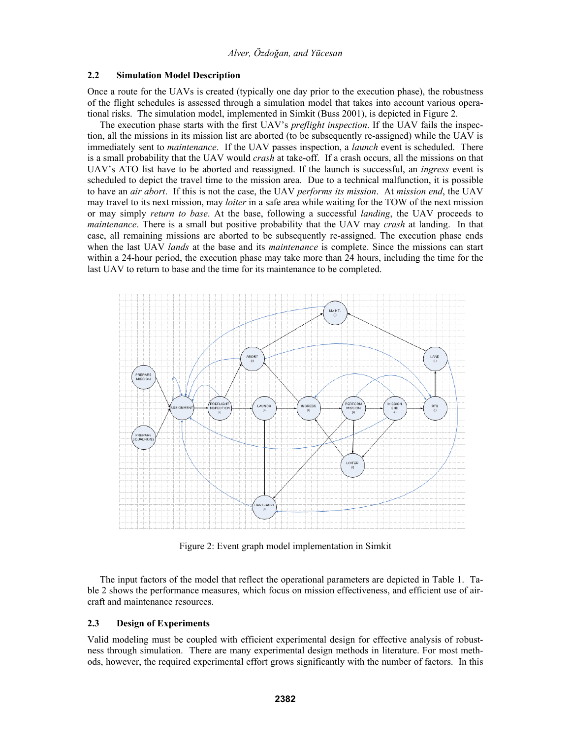### 2.2 Simulation Model Description

Once a route for the UAVs is created (typically one day prior to the execution phase), the robustness of the flight schedules is assessed through a simulation model that takes into account various operational risks. The simulation model, implemented in Simkit (Buss 2001), is depicted in Figure 2.

The execution phase starts with the first UAV's *preflight inspection*. If the UAV fails the inspection, all the missions in its mission list are aborted (to be subsequently re-assigned) while the UAV is immediately sent to *maintenance*. If the UAV passes inspection, a *launch* event is scheduled. There is a small probability that the UAV would *crash* at take-off. If a crash occurs, all the missions on that UAV's ATO list have to be aborted and reassigned. If the launch is successful, an *ingress* event is scheduled to depict the travel time to the mission area. Due to a technical malfunction, it is possible to have an *air abort*. If this is not the case, the UAV *performs its mission*. At *mission end*, the UAV may travel to its next mission, may *loiter* in a safe area while waiting for the TOW of the next mission or may simply *return to base*. At the base, following a successful *landing*, the UAV proceeds to *maintenance*. There is a small but positive probability that the UAV may *crash* at landing. In that case, all remaining missions are aborted to be subsequently re-assigned. The execution phase ends when the last UAV *lands* at the base and its *maintenance* is complete. Since the missions can start within a 24-hour period, the execution phase may take more than 24 hours, including the time for the last UAV to return to base and the time for its maintenance to be completed.

Figure 2: Event graph model implementation in Simkit

The input factors of the model that reflect the operational parameters are depicted in Table 1. Table 2 shows the performance measures, which focus on mission effectiveness, and efficient use of aircraft and maintenance resources.

### 2.3 Design of Experiments

Valid modeling must be coupled with efficient experimental design for effective analysis of robustness through simulation. There are many experimental design methods in literature. For most methods, however, the required experimental effort grows significantly with the number of factors. In this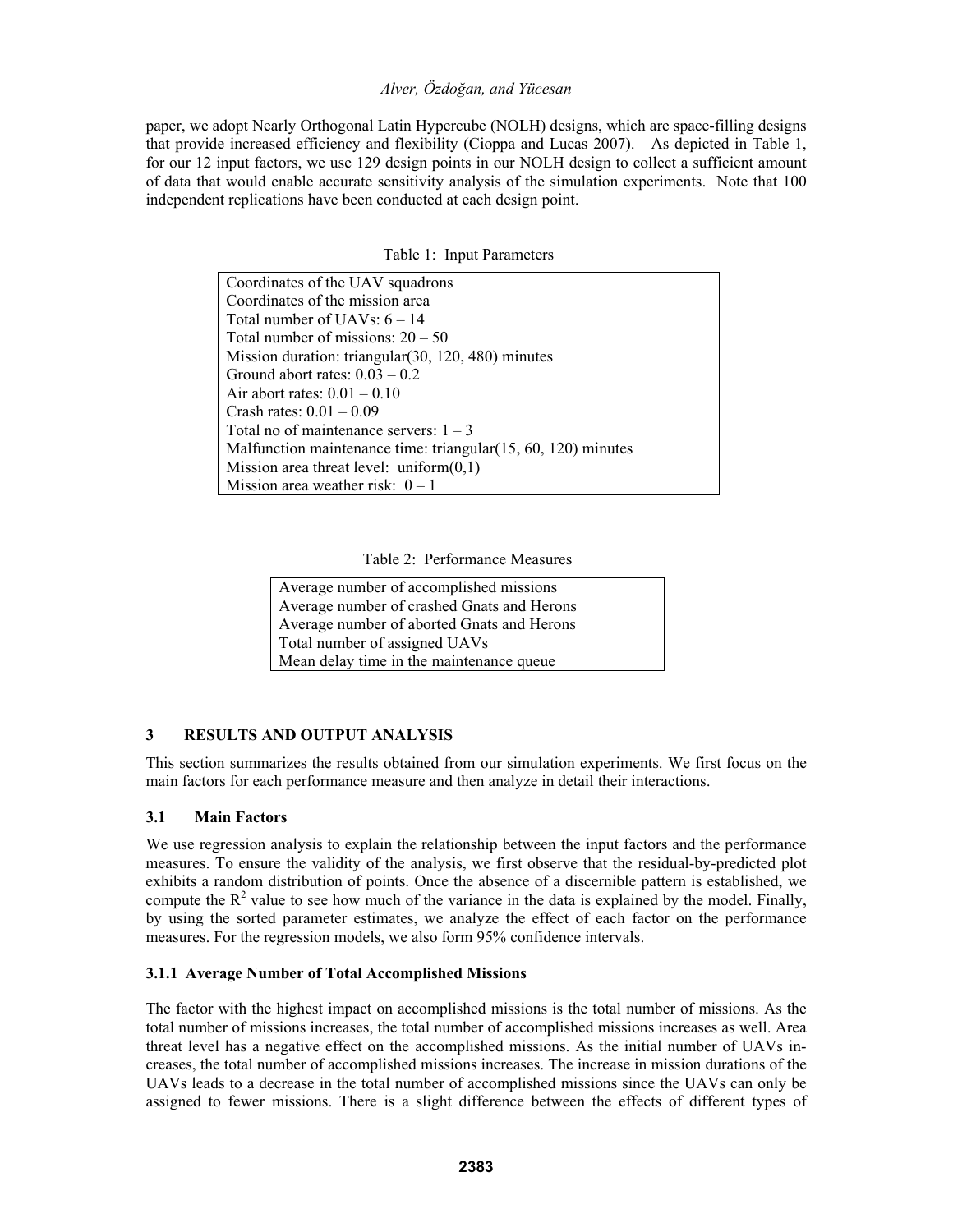paper, we adopt Nearly Orthogonal Latin Hypercube (NOLH) designs, which are space-filling designs that provide increased efficiency and flexibility (Cioppa and Lucas 2007). As depicted in Table 1, for our 12 input factors, we use 129 design points in our NOLH design to collect a sufficient amount of data that would enable accurate sensitivity analysis of the simulation experiments. Note that 100 independent replications have been conducted at each design point.

Table 1: Input Parameters

| |
|---|
| Coordinates of the UAV squadrons |
| Coordinates of the mission area |
| Total number of UAVs: 6 – 14 |
| Total number of missions: 20 – 50 |
| Mission duration: triangular(30, 120, 480) minutes |
| Ground abort rates: 0.03 – 0.2 |
| Air abort rates: 0.01 – 0.10 |
| Crash rates: 0.01 – 0.09 |
| Total no of maintenance servers: 1 – 3 |
| Malfunction maintenance time: triangular(15, 60, 120) minutes |
| Mission area threat level: uniform(0,1) |
| Mission area weather risk: 0 – 1 |

Table 2: Performance Measures

| |
|---|
| Average number of accomplished missions |
| Average number of crashed Gnats and Herons |
| Average number of aborted Gnats and Herons |
| Total number of assigned UAVs |
| Mean delay time in the maintenance queue |

## 3 RESULTS AND OUTPUT ANALYSIS

This section summarizes the results obtained from our simulation experiments. We first focus on the main factors for each performance measure and then analyze in detail their interactions.

### 3.1 Main Factors

We use regression analysis to explain the relationship between the input factors and the performance measures. To ensure the validity of the analysis, we first observe that the residual-by-predicted plot exhibits a random distribution of points. Once the absence of a discernible pattern is established, we compute the $R^2$ value to see how much of the variance in the data is explained by the model. Finally, by using the sorted parameter estimates, we analyze the effect of each factor on the performance measures. For the regression models, we also form 95% confidence intervals.

#### 3.1.1 Average Number of Total Accomplished Missions

The factor with the highest impact on accomplished missions is the total number of missions. As the total number of missions increases, the total number of accomplished missions increases as well. Area threat level has a negative effect on the accomplished missions. As the initial number of UAVs increases, the total number of accomplished missions increases. The increase in mission durations of the UAVs leads to a decrease in the total number of accomplished missions since the UAVs can only be assigned to fewer missions. There is a slight difference between the effects of different types of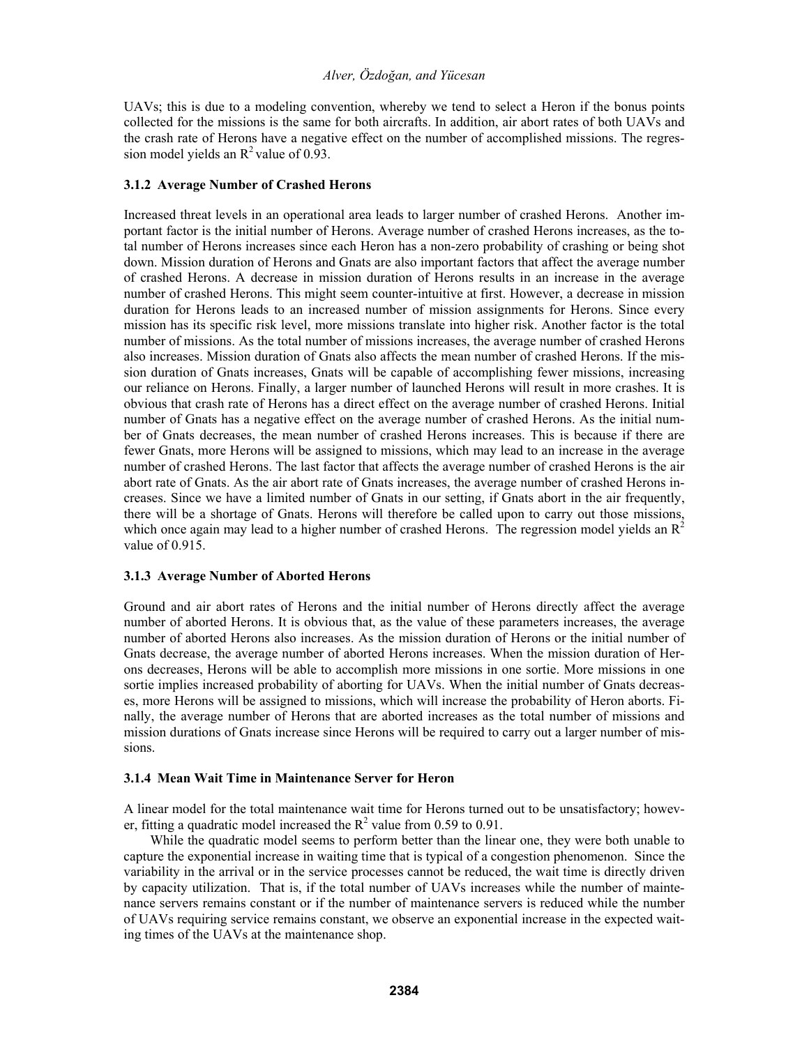UAVs; this is due to a modeling convention, whereby we tend to select a Heron if the bonus points collected for the missions is the same for both aircrafts. In addition, air abort rates of both UAVs and the crash rate of Herons have a negative effect on the number of accomplished missions. The regression model yields an $R^2$ value of 0.93.

### 3.1.2 Average Number of Crashed Herons

Increased threat levels in an operational area leads to larger number of crashed Herons. Another important factor is the initial number of Herons. Average number of crashed Herons increases, as the total number of Herons increases since each Heron has a non-zero probability of crashing or being shot down. Mission duration of Herons and Gnats are also important factors that affect the average number of crashed Herons. A decrease in mission duration of Herons results in an increase in the average number of crashed Herons. This might seem counter-intuitive at first. However, a decrease in mission duration for Herons leads to an increased number of mission assignments for Herons. Since every mission has its specific risk level, more missions translate into higher risk. Another factor is the total number of missions. As the total number of missions increases, the average number of crashed Herons also increases. Mission duration of Gnats also affects the mean number of crashed Herons. If the mission duration of Gnats increases, Gnats will be capable of accomplishing fewer missions, increasing our reliance on Herons. Finally, a larger number of launched Herons will result in more crashes. It is obvious that crash rate of Herons has a direct effect on the average number of crashed Herons. Initial number of Gnats has a negative effect on the average number of crashed Herons. As the initial number of Gnats decreases, the mean number of crashed Herons increases. This is because if there are fewer Gnats, more Herons will be assigned to missions, which may lead to an increase in the average number of crashed Herons. The last factor that affects the average number of crashed Herons is the air abort rate of Gnats. As the air abort rate of Gnats increases, the average number of crashed Herons increases. Since we have a limited number of Gnats in our setting, if Gnats abort in the air frequently, there will be a shortage of Gnats. Herons will therefore be called upon to carry out those missions, which once again may lead to a higher number of crashed Herons. The regression model yields an $R^2$ value of 0.915.

### 3.1.3 Average Number of Aborted Herons

Ground and air abort rates of Herons and the initial number of Herons directly affect the average number of aborted Herons. It is obvious that, as the value of these parameters increases, the average number of aborted Herons also increases. As the mission duration of Herons or the initial number of Gnats decrease, the average number of aborted Herons increases. When the mission duration of Herons decreases, Herons will be able to accomplish more missions in one sortie. More missions in one sortie implies increased probability of aborting for UAVs. When the initial number of Gnats decreases, more Herons will be assigned to missions, which will increase the probability of Heron aborts. Finally, the average number of Herons that are aborted increases as the total number of missions and mission durations of Gnats increase since Herons will be required to carry out a larger number of missions.

### 3.1.4 Mean Wait Time in Maintenance Server for Heron

A linear model for the total maintenance wait time for Herons turned out to be unsatisfactory; however, fitting a quadratic model increased the $R^2$ value from 0.59 to 0.91.

While the quadratic model seems to perform better than the linear one, they were both unable to capture the exponential increase in waiting time that is typical of a congestion phenomenon. Since the variability in the arrival or in the service processes cannot be reduced, the wait time is directly driven by capacity utilization. That is, if the total number of UAVs increases while the number of maintenance servers remains constant or if the number of maintenance servers is reduced while the number of UAVs requiring service remains constant, we observe an exponential increase in the expected waiting times of the UAVs at the maintenance shop.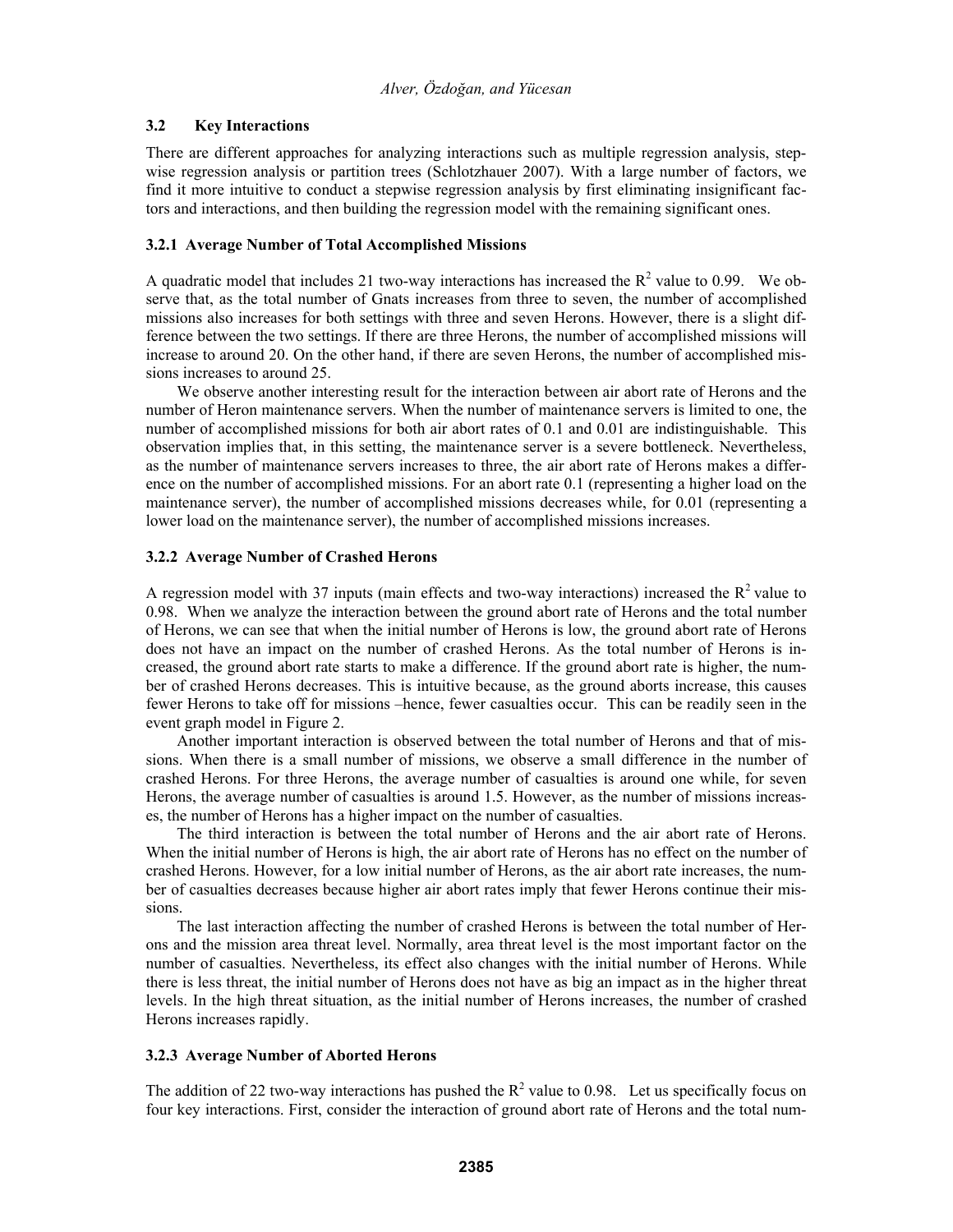### 3.2 Key Interactions

There are different approaches for analyzing interactions such as multiple regression analysis, stepwise regression analysis or partition trees (Schlotzhauer 2007). With a large number of factors, we find it more intuitive to conduct a stepwise regression analysis by first eliminating insignificant factors and interactions, and then building the regression model with the remaining significant ones.

#### 3.2.1 Average Number of Total Accomplished Missions

A quadratic model that includes 21 two-way interactions has increased the $R^2$ value to 0.99. We observe that, as the total number of Gnats increases from three to seven, the number of accomplished missions also increases for both settings with three and seven Herons. However, there is a slight difference between the two settings. If there are three Herons, the number of accomplished missions will increase to around 20. On the other hand, if there are seven Herons, the number of accomplished missions increases to around 25.

We observe another interesting result for the interaction between air abort rate of Herons and the number of Heron maintenance servers. When the number of maintenance servers is limited to one, the number of accomplished missions for both air abort rates of 0.1 and 0.01 are indistinguishable. This observation implies that, in this setting, the maintenance server is a severe bottleneck. Nevertheless, as the number of maintenance servers increases to three, the air abort rate of Herons makes a difference on the number of accomplished missions. For an abort rate 0.1 (representing a higher load on the maintenance server), the number of accomplished missions decreases while, for 0.01 (representing a lower load on the maintenance server), the number of accomplished missions increases.

#### 3.2.2 Average Number of Crashed Herons

A regression model with 37 inputs (main effects and two-way interactions) increased the $R^2$ value to 0.98. When we analyze the interaction between the ground abort rate of Herons and the total number of Herons, we can see that when the initial number of Herons is low, the ground abort rate of Herons does not have an impact on the number of crashed Herons. As the total number of Herons is increased, the ground abort rate starts to make a difference. If the ground abort rate is higher, the number of crashed Herons decreases. This is intuitive because, as the ground aborts increase, this causes fewer Herons to take off for missions –hence, fewer casualties occur. This can be readily seen in the event graph model in Figure 2.

Another important interaction is observed between the total number of Herons and that of missions. When there is a small number of missions, we observe a small difference in the number of crashed Herons. For three Herons, the average number of casualties is around one while, for seven Herons, the average number of casualties is around 1.5. However, as the number of missions increases, the number of Herons has a higher impact on the number of casualties.

The third interaction is between the total number of Herons and the air abort rate of Herons. When the initial number of Herons is high, the air abort rate of Herons has no effect on the number of crashed Herons. However, for a low initial number of Herons, as the air abort rate increases, the number of casualties decreases because higher air abort rates imply that fewer Herons continue their missions.

The last interaction affecting the number of crashed Herons is between the total number of Herons and the mission area threat level. Normally, area threat level is the most important factor on the number of casualties. Nevertheless, its effect also changes with the initial number of Herons. While there is less threat, the initial number of Herons does not have as big an impact as in the higher threat levels. In the high threat situation, as the initial number of Herons increases, the number of crashed Herons increases rapidly.

#### 3.2.3 Average Number of Aborted Herons

The addition of 22 two-way interactions has pushed the $R^2$ value to 0.98. Let us specifically focus on four key interactions. First, consider the interaction of ground abort rate of Herons and the total num-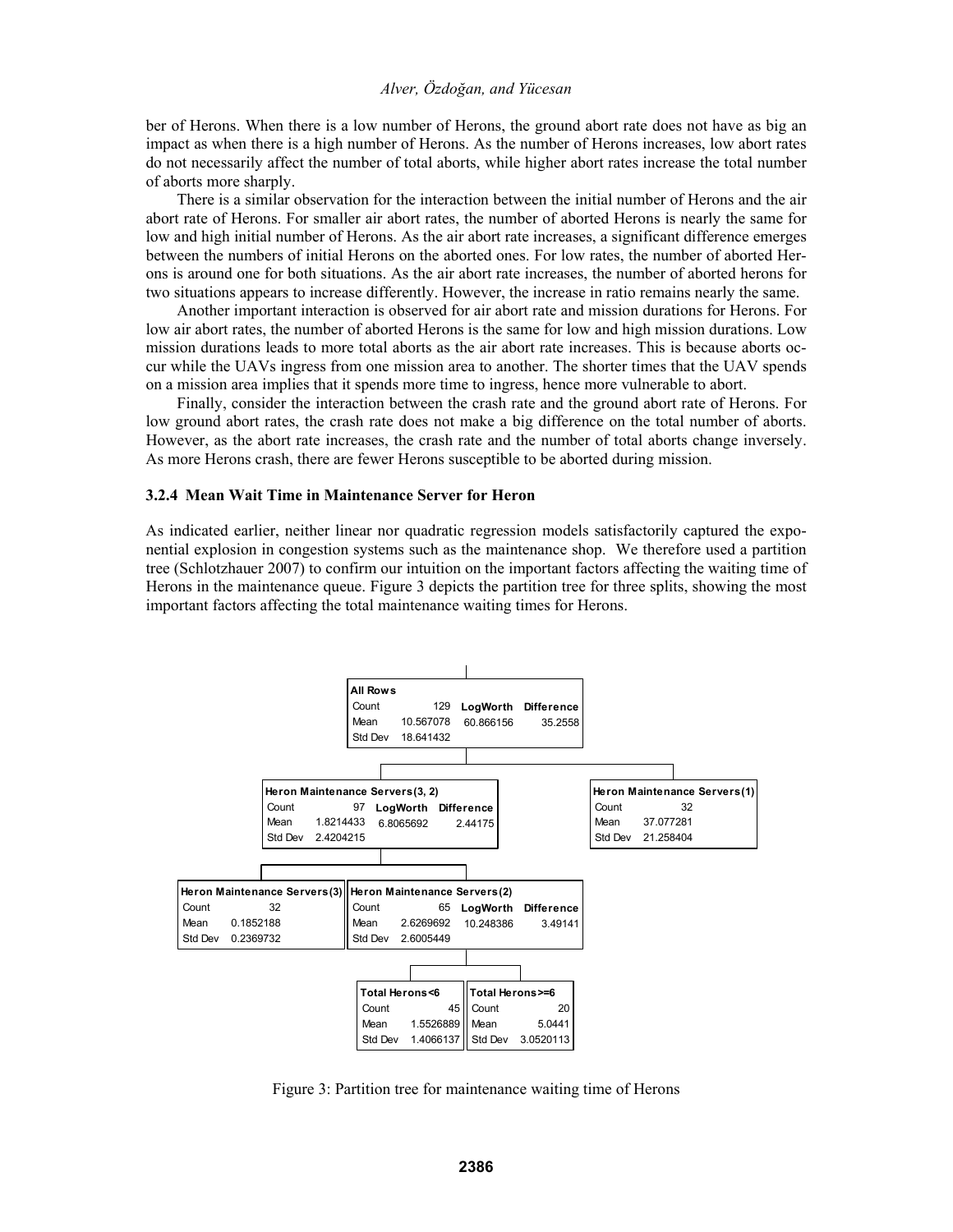ber of Herons. When there is a low number of Herons, the ground abort rate does not have as big an impact as when there is a high number of Herons. As the number of Herons increases, low abort rates do not necessarily affect the number of total aborts, while higher abort rates increase the total number of aborts more sharply.

There is a similar observation for the interaction between the initial number of Herons and the air abort rate of Herons. For smaller air abort rates, the number of aborted Herons is nearly the same for low and high initial number of Herons. As the air abort rate increases, a significant difference emerges between the numbers of initial Herons on the aborted ones. For low rates, the number of aborted Herons is around one for both situations. As the air abort rate increases, the number of aborted herons for two situations appears to increase differently. However, the increase in ratio remains nearly the same.

Another important interaction is observed for air abort rate and mission durations for Herons. For low air abort rates, the number of aborted Herons is the same for low and high mission durations. Low mission durations leads to more total aborts as the air abort rate increases. This is because aborts occur while the UAVs ingress from one mission area to another. The shorter times that the UAV spends on a mission area implies that it spends more time to ingress, hence more vulnerable to abort.

Finally, consider the interaction between the crash rate and the ground abort rate of Herons. For low ground abort rates, the crash rate does not make a big difference on the total number of aborts. However, as the abort rate increases, the crash rate and the number of total aborts change inversely. As more Herons crash, there are fewer Herons susceptible to be aborted during mission.

### 3.2.4 Mean Wait Time in Maintenance Server for Heron

As indicated earlier, neither linear nor quadratic regression models satisfactorily captured the exponential explosion in congestion systems such as the maintenance shop. We therefore used a partition tree (Schlotzhauer 2007) to confirm our intuition on the important factors affecting the waiting time of Herons in the maintenance queue. Figure 3 depicts the partition tree for three splits, showing the most important factors affecting the total maintenance waiting times for Herons.

**All Rows**

| | | LogWorth | Difference |
|---|---|---|---|
| Count | 129 | 60.866156 | 35.2558 |
| Mean | 10.567078 | | |
| Std Dev | 18.641432 | | |

**Heron Maintenance Servers(3, 2)**

| | | LogWorth | Difference |
|---|---|---|---|
| Count | 97 | 6.8065692 | 2.44175 |
| Mean | 1.8214433 | | |
| Std Dev | 2.4204215 | | |

**Heron Maintenance Servers(1)**

| | |
|---|---|
| Count | 32 |
| Mean | 37.077281 |
| Std Dev | 21.258404 |

**Heron Maintenance Servers(3)**

| | |
|---|---|
| Count | 32 |
| Mean | 0.1852188 |
| Std Dev | 0.2369732 |

**Heron Maintenance Servers(2)**

| | | LogWorth | Difference |
|---|---|---|---|
| Count | 65 | 10.248386 | 3.49141 |
| Mean | 2.6269692 | | |
| Std Dev | 2.6005449 | | |

**Total Herons<6**

| | |
|---|---|
| Count | 45 |
| Mean | 1.5526889 |
| Std Dev | 1.4066137 |

**Total Herons>=6**

| | |
|---|---|
| Count | 20 |
| Mean | 5.0441 |
| Std Dev | 3.0520113 |

Figure 3: Partition tree for maintenance waiting time of Herons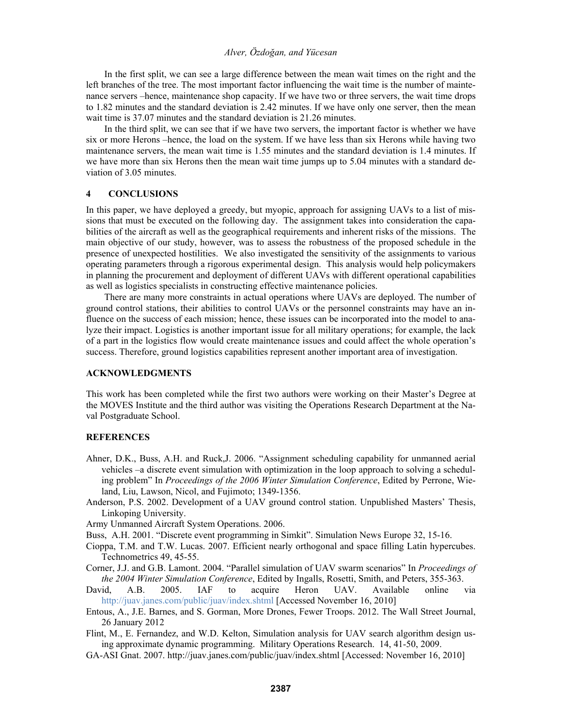In the first split, we can see a large difference between the mean wait times on the right and the left branches of the tree. The most important factor influencing the wait time is the number of maintenance servers –hence, maintenance shop capacity. If we have two or three servers, the wait time drops to 1.82 minutes and the standard deviation is 2.42 minutes. If we have only one server, then the mean wait time is 37.07 minutes and the standard deviation is 21.26 minutes.

In the third split, we can see that if we have two servers, the important factor is whether we have six or more Herons –hence, the load on the system. If we have less than six Herons while having two maintenance servers, the mean wait time is 1.55 minutes and the standard deviation is 1.4 minutes. If we have more than six Herons then the mean wait time jumps up to 5.04 minutes with a standard deviation of 3.05 minutes.

## 4 CONCLUSIONS

In this paper, we have deployed a greedy, but myopic, approach for assigning UAVs to a list of missions that must be executed on the following day. The assignment takes into consideration the capabilities of the aircraft as well as the geographical requirements and inherent risks of the missions. The main objective of our study, however, was to assess the robustness of the proposed schedule in the presence of unexpected hostilities. We also investigated the sensitivity of the assignments to various operating parameters through a rigorous experimental design. This analysis would help policymakers in planning the procurement and deployment of different UAVs with different operational capabilities as well as logistics specialists in constructing effective maintenance policies.

There are many more constraints in actual operations where UAVs are deployed. The number of ground control stations, their abilities to control UAVs or the personnel constraints may have an influence on the success of each mission; hence, these issues can be incorporated into the model to analyze their impact. Logistics is another important issue for all military operations; for example, the lack of a part in the logistics flow would create maintenance issues and could affect the whole operation's success. Therefore, ground logistics capabilities represent another important area of investigation.

## ACKNOWLEDGMENTS

This work has been completed while the first two authors were working on their Master's Degree at the MOVES Institute and the third author was visiting the Operations Research Department at the Naval Postgraduate School.

## REFERENCES

Ahner, D.K., Buss, A.H. and Ruck,J. 2006. "Assignment scheduling capability for unmanned aerial vehicles –a discrete event simulation with optimization in the loop approach to solving a scheduling problem" In *Proceedings of the 2006 Winter Simulation Conference*, Edited by Perrone, Wieland, Liu, Lawson, Nicol, and Fujimoto; 1349-1356.

Anderson, P.S. 2002. Development of a UAV ground control station. Unpublished Masters' Thesis, Linkoping University.

Army Unmanned Aircraft System Operations. 2006.

Buss, A.H. 2001. "Discrete event programming in Simkit". Simulation News Europe 32, 15-16.

Cioppa, T.M. and T.W. Lucas. 2007. Efficient nearly orthogonal and space filling Latin hypercubes. Technometrics 49, 45-55.

Corner, J.J. and G.B. Lamont. 2004. "Parallel simulation of UAV swarm scenarios" In *Proceedings of the 2004 Winter Simulation Conference*, Edited by Ingalls, Rosetti, Smith, and Peters, 355-363.

David, A.B. 2005. IAF to acquire Heron UAV. Available online via http://juav.janes.com/public/juav/index.shtml [Accessed November 16, 2010]

Entous, A., J.E. Barnes, and S. Gorman, More Drones, Fewer Troops. 2012. The Wall Street Journal, 26 January 2012

Flint, M., E. Fernandez, and W.D. Kelton, Simulation analysis for UAV search algorithm design using approximate dynamic programming. Military Operations Research. 14, 41-50, 2009.

GA-ASI Gnat. 2007. http://juav.janes.com/public/juav/index.shtml [Accessed: November 16, 2010]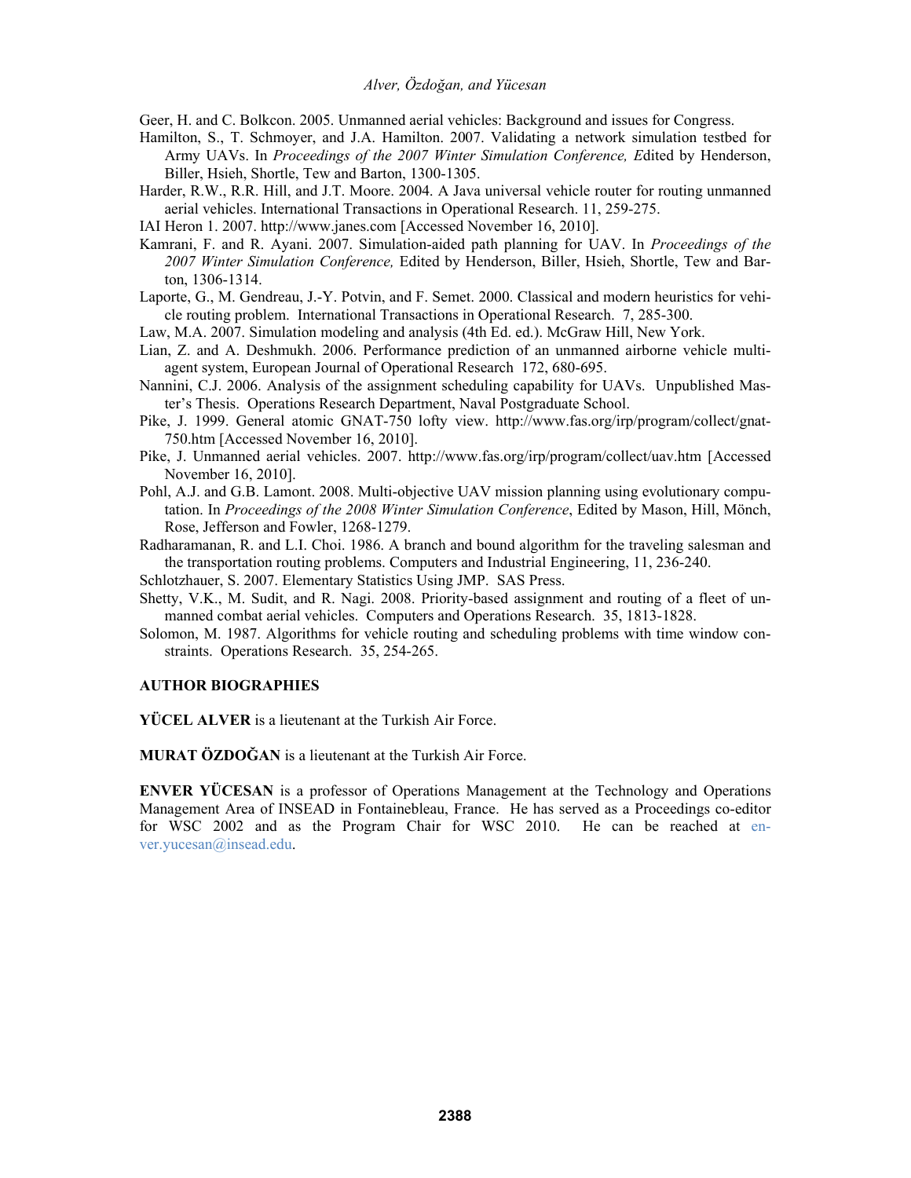Geer, H. and C. Bolkcon. 2005. Unmanned aerial vehicles: Background and issues for Congress.

Hamilton, S., T. Schmoyer, and J.A. Hamilton. 2007. Validating a network simulation testbed for Army UAVs. In *Proceedings of the 2007 Winter Simulation Conference, E*dited by Henderson, Biller, Hsieh, Shortle, Tew and Barton, 1300-1305.

Harder, R.W., R.R. Hill, and J.T. Moore. 2004. A Java universal vehicle router for routing unmanned aerial vehicles. International Transactions in Operational Research. 11, 259-275.

IAI Heron 1. 2007. http://www.janes.com [Accessed November 16, 2010].

Kamrani, F. and R. Ayani. 2007. Simulation-aided path planning for UAV. In *Proceedings of the 2007 Winter Simulation Conference,* Edited by Henderson, Biller, Hsieh, Shortle, Tew and Barton, 1306-1314.

Laporte, G., M. Gendreau, J.-Y. Potvin, and F. Semet. 2000. Classical and modern heuristics for vehicle routing problem. International Transactions in Operational Research. 7, 285-300.

Law, M.A. 2007. Simulation modeling and analysis (4th Ed. ed.). McGraw Hill, New York.

Lian, Z. and A. Deshmukh. 2006. Performance prediction of an unmanned airborne vehicle multi-agent system, European Journal of Operational Research 172, 680-695.

Nannini, C.J. 2006. Analysis of the assignment scheduling capability for UAVs. Unpublished Master's Thesis. Operations Research Department, Naval Postgraduate School.

Pike, J. 1999. General atomic GNAT-750 lofty view. http://www.fas.org/irp/program/collect/gnat-750.htm [Accessed November 16, 2010].

Pike, J. Unmanned aerial vehicles. 2007. http://www.fas.org/irp/program/collect/uav.htm [Accessed November 16, 2010].

Pohl, A.J. and G.B. Lamont. 2008. Multi-objective UAV mission planning using evolutionary computation. In *Proceedings of the 2008 Winter Simulation Conference*, Edited by Mason, Hill, Mönch, Rose, Jefferson and Fowler, 1268-1279.

Radharamanan, R. and L.I. Choi. 1986. A branch and bound algorithm for the traveling salesman and the transportation routing problems. Computers and Industrial Engineering, 11, 236-240.

Schlotzhauer, S. 2007. Elementary Statistics Using JMP. SAS Press.

Shetty, V.K., M. Sudit, and R. Nagi. 2008. Priority-based assignment and routing of a fleet of unmanned combat aerial vehicles. Computers and Operations Research. 35, 1813-1828.

Solomon, M. 1987. Algorithms for vehicle routing and scheduling problems with time window constraints. Operations Research. 35, 254-265.

## AUTHOR BIOGRAPHIES

**YÜCEL ALVER** is a lieutenant at the Turkish Air Force.

**MURAT ÖZDOĞAN** is a lieutenant at the Turkish Air Force.

**ENVER YÜCESAN** is a professor of Operations Management at the Technology and Operations Management Area of INSEAD in Fontainebleau, France. He has served as a Proceedings co-editor for WSC 2002 and as the Program Chair for WSC 2010. He can be reached at enver.yucesan@insead.edu.